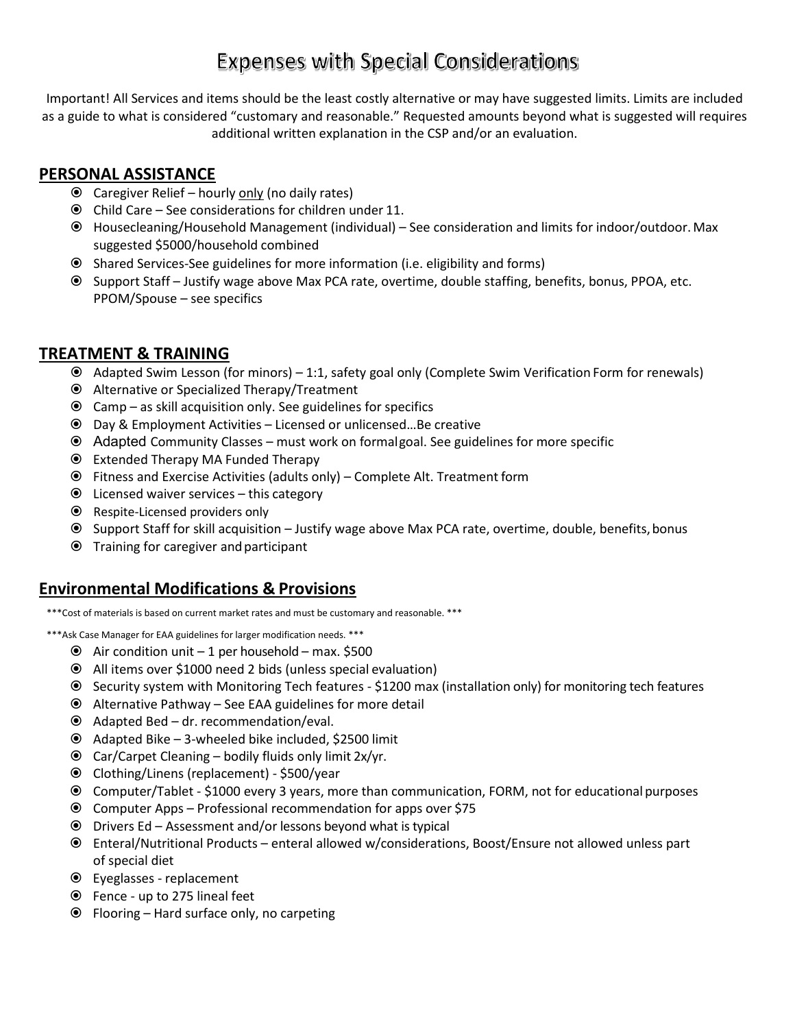# Expenses with Special Considerations

Important! All Services and items should be the least costly alternative or may have suggested limits. Limits are included as a guide to what is considered "customary and reasonable." Requested amounts beyond what is suggested will requires additional written explanation in the CSP and/or an evaluation.

## PERSONAL ASSISTANCE

- Caregiver Relief – hourly only (no daily rates)
- Child Care – See considerations for children under 11.
- Housecleaning/Household Management (individual) – See consideration and limits for indoor/outdoor. Max suggested $5000/household combined
- Shared Services-See guidelines for more information (i.e. eligibility and forms)
- Support Staff – Justify wage above Max PCA rate, overtime, double staffing, benefits, bonus, PPOA, etc. PPOM/Spouse – see specifics

## TREATMENT & TRAINING

- Adapted Swim Lesson (for minors) – 1:1, safety goal only (Complete Swim Verification Form for renewals)
- Alternative or Specialized Therapy/Treatment
- Camp – as skill acquisition only. See guidelines for specifics
- Day & Employment Activities – Licensed or unlicensed…Be creative
- Adapted Community Classes – must work on formal goal. See guidelines for more specific
- Extended Therapy MA Funded Therapy
- Fitness and Exercise Activities (adults only) – Complete Alt. Treatment form
- Licensed waiver services – this category
- Respite-Licensed providers only
- Support Staff for skill acquisition – Justify wage above Max PCA rate, overtime, double, benefits, bonus
- Training for caregiver and participant

## Environmental Modifications & Provisions

***Cost of materials is based on current market rates and must be customary and reasonable. ***

***Ask Case Manager for EAA guidelines for larger modification needs. ***

- Air condition unit – 1 per household – max. $500
- All items over $1000 need 2 bids (unless special evaluation)
- Security system with Monitoring Tech features - $1200 max (installation only) for monitoring tech features
- Alternative Pathway – See EAA guidelines for more detail
- Adapted Bed – dr. recommendation/eval.
- Adapted Bike – 3-wheeled bike included, $2500 limit
- Car/Carpet Cleaning – bodily fluids only limit 2x/yr.
- Clothing/Linens (replacement) - $500/year
- Computer/Tablet - $1000 every 3 years, more than communication, FORM, not for educational purposes
- Computer Apps – Professional recommendation for apps over $75
- Drivers Ed – Assessment and/or lessons beyond what is typical
- Enteral/Nutritional Products – enteral allowed w/considerations, Boost/Ensure not allowed unless part of special diet
- Eyeglasses - replacement
- Fence - up to 275 lineal feet
- Flooring – Hard surface only, no carpeting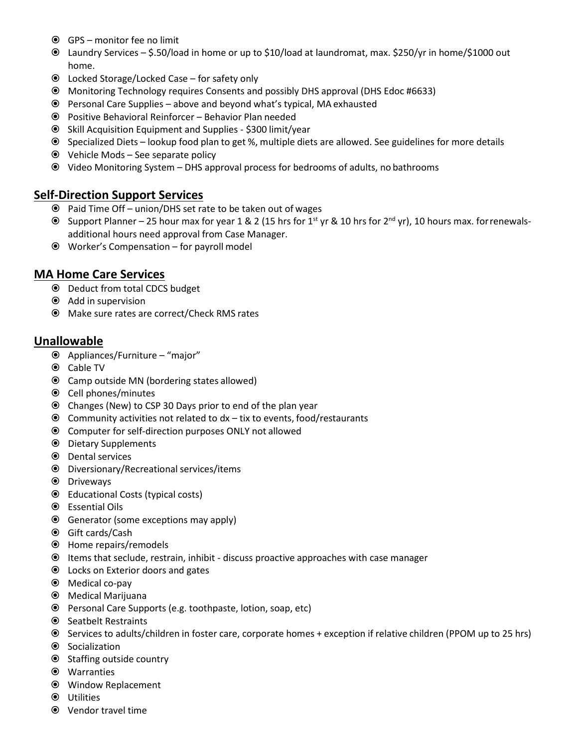- GPS – monitor fee no limit
- Laundry Services – $.50/load in home or up to $10/load at laundromat, max. $250/yr in home/$1000 out home.
- Locked Storage/Locked Case – for safety only
- Monitoring Technology requires Consents and possibly DHS approval (DHS Edoc #6633)
- Personal Care Supplies – above and beyond what's typical, MA exhausted
- Positive Behavioral Reinforcer – Behavior Plan needed
- Skill Acquisition Equipment and Supplies - $300 limit/year
- Specialized Diets – lookup food plan to get %, multiple diets are allowed. See guidelines for more details
- Vehicle Mods – See separate policy
- Video Monitoring System – DHS approval process for bedrooms of adults, no bathrooms

## Self-Direction Support Services

- Paid Time Off – union/DHS set rate to be taken out of wages
- Support Planner – 25 hour max for year 1 & 2 (15 hrs for 1st yr & 10 hrs for 2nd yr), 10 hours max. for renewals- additional hours need approval from Case Manager.
- Worker's Compensation – for payroll model

## MA Home Care Services

- Deduct from total CDCS budget
- Add in supervision
- Make sure rates are correct/Check RMS rates

## Unallowable

- Appliances/Furniture – "major"
- Cable TV
- Camp outside MN (bordering states allowed)
- Cell phones/minutes
- Changes (New) to CSP 30 Days prior to end of the plan year
- Community activities not related to dx – tix to events, food/restaurants
- Computer for self-direction purposes ONLY not allowed
- Dietary Supplements
- Dental services
- Diversionary/Recreational services/items
- Driveways
- Educational Costs (typical costs)
- Essential Oils
- Generator (some exceptions may apply)
- Gift cards/Cash
- Home repairs/remodels
- Items that seclude, restrain, inhibit - discuss proactive approaches with case manager
- Locks on Exterior doors and gates
- Medical co-pay
- Medical Marijuana
- Personal Care Supports (e.g. toothpaste, lotion, soap, etc)
- Seatbelt Restraints
- Services to adults/children in foster care, corporate homes + exception if relative children (PPOM up to 25 hrs)
- Socialization
- Staffing outside country
- Warranties
- Window Replacement
- Utilities
- Vendor travel time